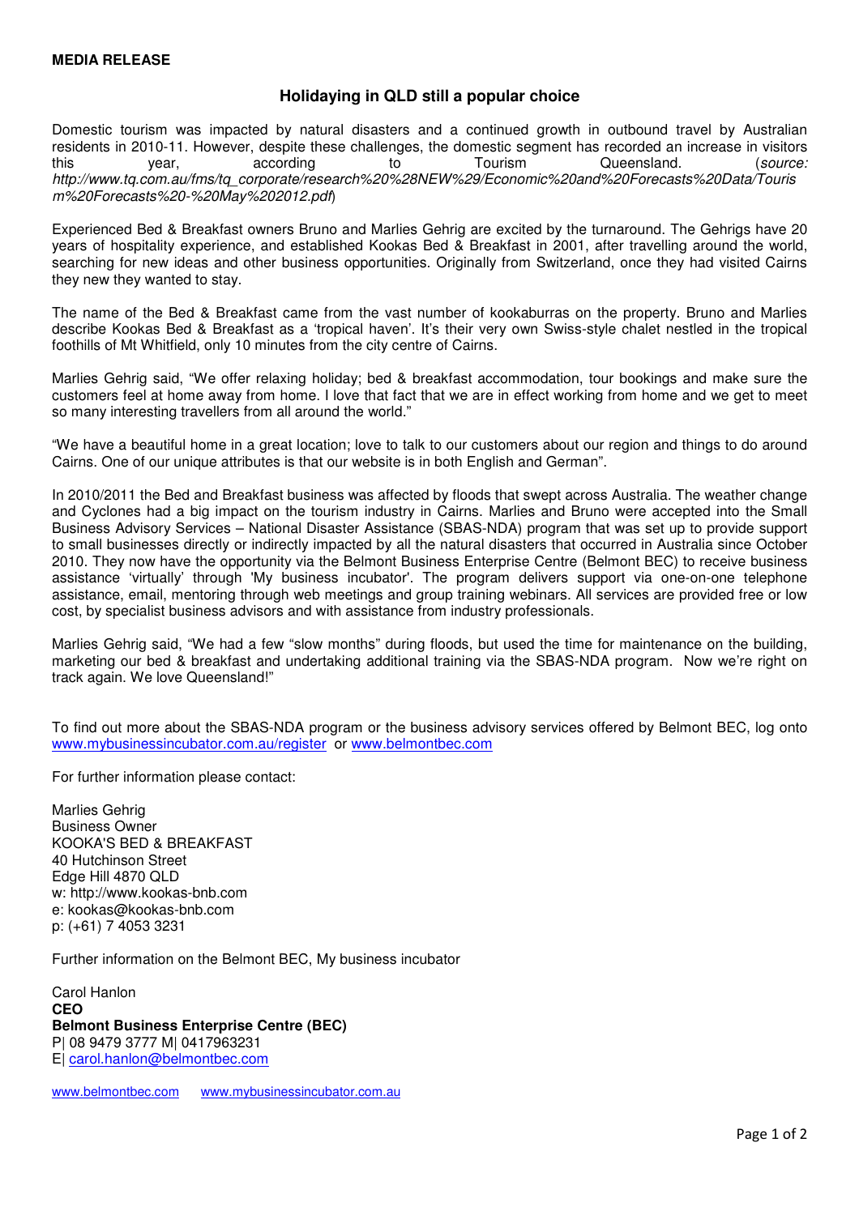**MEDIA RELEASE**

## Holidaying in QLD still a popular choice

Domestic tourism was impacted by natural disasters and a continued growth in outbound travel by Australian residents in 2010-11. However, despite these challenges, the domestic segment has recorded an increase in visitors this year, according to Tourism Queensland. (*source: http://www.tq.com.au/fms/tq_corporate/research%20%28NEW%29/Economic%20and%20Forecasts%20Data/Tourism%20Forecasts%20-%20May%202012.pdf*)

Experienced Bed & Breakfast owners Bruno and Marlies Gehrig are excited by the turnaround. The Gehrigs have 20 years of hospitality experience, and established Kookas Bed & Breakfast in 2001, after travelling around the world, searching for new ideas and other business opportunities. Originally from Switzerland, once they had visited Cairns they new they wanted to stay.

The name of the Bed & Breakfast came from the vast number of kookaburras on the property. Bruno and Marlies describe Kookas Bed & Breakfast as a 'tropical haven'. It's their very own Swiss-style chalet nestled in the tropical foothills of Mt Whitfield, only 10 minutes from the city centre of Cairns.

Marlies Gehrig said, "We offer relaxing holiday; bed & breakfast accommodation, tour bookings and make sure the customers feel at home away from home. I love that fact that we are in effect working from home and we get to meet so many interesting travellers from all around the world."

"We have a beautiful home in a great location; love to talk to our customers about our region and things to do around Cairns. One of our unique attributes is that our website is in both English and German".

In 2010/2011 the Bed and Breakfast business was affected by floods that swept across Australia. The weather change and Cyclones had a big impact on the tourism industry in Cairns. Marlies and Bruno were accepted into the Small Business Advisory Services – National Disaster Assistance (SBAS-NDA) program that was set up to provide support to small businesses directly or indirectly impacted by all the natural disasters that occurred in Australia since October 2010. They now have the opportunity via the Belmont Business Enterprise Centre (Belmont BEC) to receive business assistance 'virtually' through 'My business incubator'. The program delivers support via one-on-one telephone assistance, email, mentoring through web meetings and group training webinars. All services are provided free or low cost, by specialist business advisors and with assistance from industry professionals.

Marlies Gehrig said, "We had a few "slow months" during floods, but used the time for maintenance on the building, marketing our bed & breakfast and undertaking additional training via the SBAS-NDA program. Now we're right on track again. We love Queensland!"

To find out more about the SBAS-NDA program or the business advisory services offered by Belmont BEC, log onto www.mybusinessincubator.com.au/register or www.belmontbec.com

For further information please contact:

Marlies Gehrig
Business Owner
KOOKA'S BED & BREAKFAST
40 Hutchinson Street
Edge Hill 4870 QLD
w: http://www.kookas-bnb.com
e: kookas@kookas-bnb.com
p: (+61) 7 4053 3231

Further information on the Belmont BEC, My business incubator

Carol Hanlon
**CEO**
**Belmont Business Enterprise Centre (BEC)**
P| 08 9479 3777 M| 0417963231
E| carol.hanlon@belmontbec.com

www.belmontbec.com www.mybusinessincubator.com.au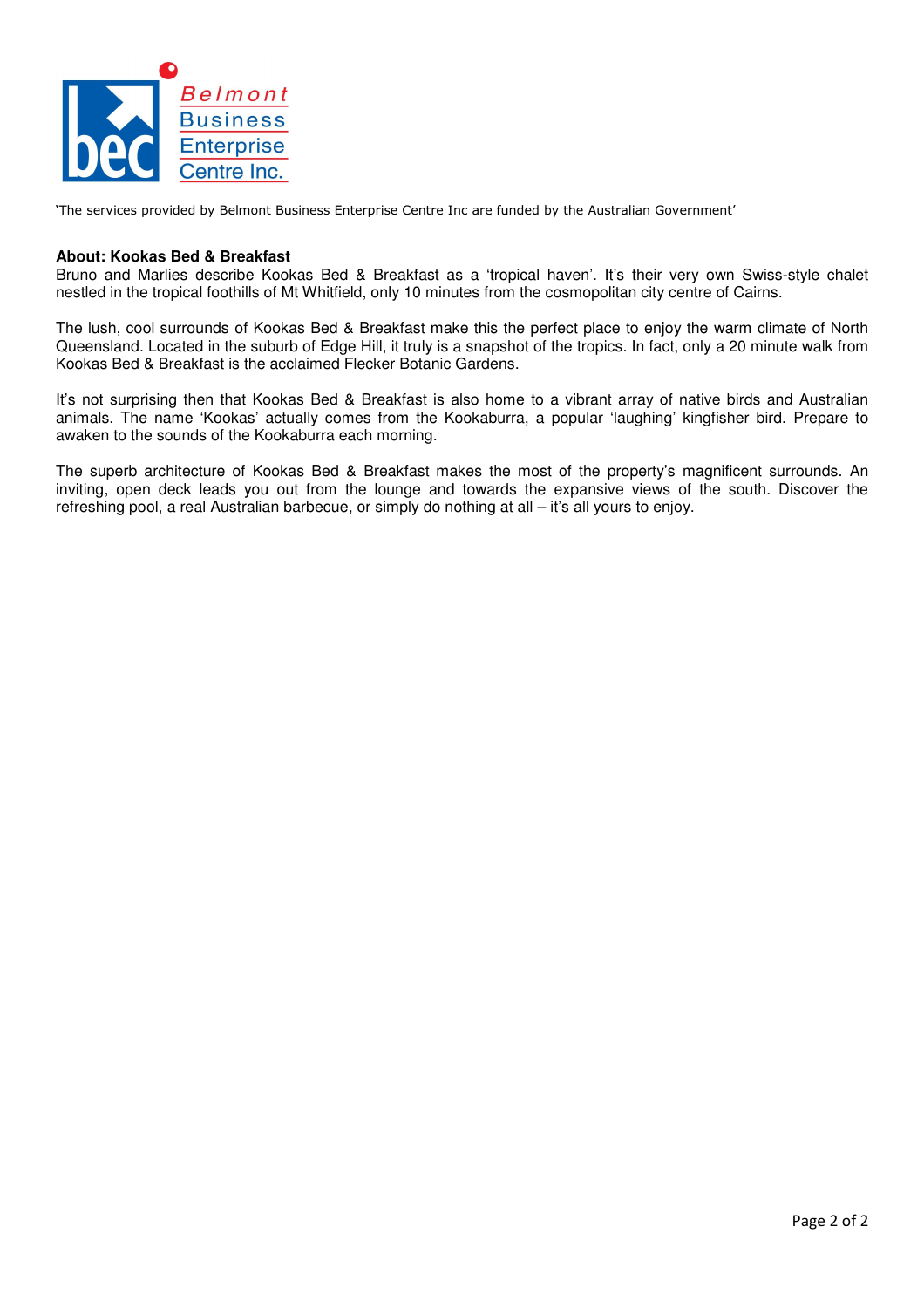'The services provided by Belmont Business Enterprise Centre Inc are funded by the Australian Government'

**About: Kookas Bed & Breakfast**
Bruno and Marlies describe Kookas Bed & Breakfast as a 'tropical haven'. It's their very own Swiss-style chalet nestled in the tropical foothills of Mt Whitfield, only 10 minutes from the cosmopolitan city centre of Cairns.

The lush, cool surrounds of Kookas Bed & Breakfast make this the perfect place to enjoy the warm climate of North Queensland. Located in the suburb of Edge Hill, it truly is a snapshot of the tropics. In fact, only a 20 minute walk from Kookas Bed & Breakfast is the acclaimed Flecker Botanic Gardens.

It's not surprising then that Kookas Bed & Breakfast is also home to a vibrant array of native birds and Australian animals. The name 'Kookas' actually comes from the Kookaburra, a popular 'laughing' kingfisher bird. Prepare to awaken to the sounds of the Kookaburra each morning.

The superb architecture of Kookas Bed & Breakfast makes the most of the property's magnificent surrounds. An inviting, open deck leads you out from the lounge and towards the expansive views of the south. Discover the refreshing pool, a real Australian barbecue, or simply do nothing at all – it's all yours to enjoy.